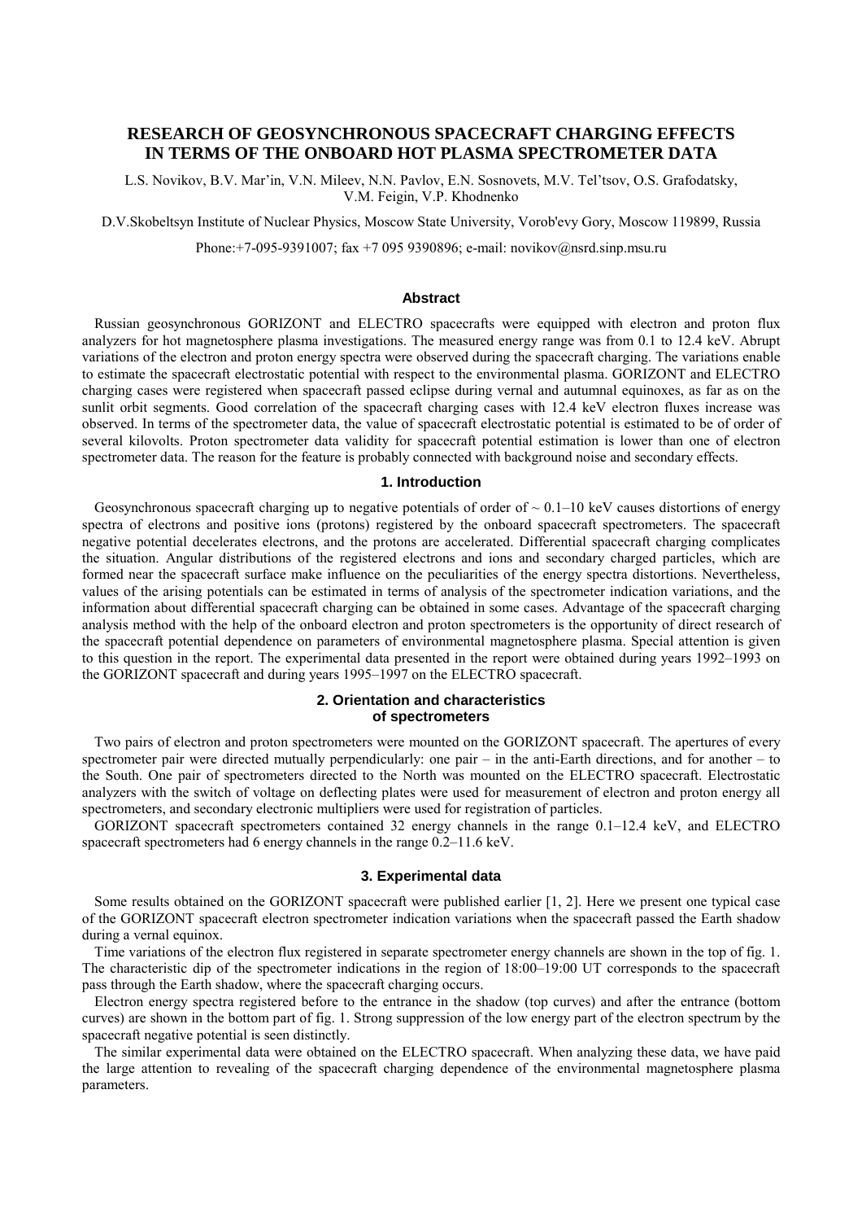# RESEARCH OF GEOSYNCHRONOUS SPACECRAFT CHARGING EFFECTS IN TERMS OF THE ONBOARD HOT PLASMA SPECTROMETER DATA

L.S. Novikov, B.V. Mar'in, V.N. Mileev, N.N. Pavlov, E.N. Sosnovets, M.V. Tel'tsov, O.S. Grafodatsky, V.M. Feigin, V.P. Khodnenko

D.V.Skobeltsyn Institute of Nuclear Physics, Moscow State University, Vorob'evy Gory, Moscow 119899, Russia

Phone:+7-095-9391007; fax +7 095 9390896; e-mail: novikov@nsrd.sinp.msu.ru

## Abstract

Russian geosynchronous GORIZONT and ELECTRO spacecrafts were equipped with electron and proton flux analyzers for hot magnetosphere plasma investigations. The measured energy range was from 0.1 to 12.4 keV. Abrupt variations of the electron and proton energy spectra were observed during the spacecraft charging. The variations enable to estimate the spacecraft electrostatic potential with respect to the environmental plasma. GORIZONT and ELECTRO charging cases were registered when spacecraft passed eclipse during vernal and autumnal equinoxes, as far as on the sunlit orbit segments. Good correlation of the spacecraft charging cases with 12.4 keV electron fluxes increase was observed. In terms of the spectrometer data, the value of spacecraft electrostatic potential is estimated to be of order of several kilovolts. Proton spectrometer data validity for spacecraft potential estimation is lower than one of electron spectrometer data. The reason for the feature is probably connected with background noise and secondary effects.

## 1. Introduction

Geosynchronous spacecraft charging up to negative potentials of order of ~ 0.1–10 keV causes distortions of energy spectra of electrons and positive ions (protons) registered by the onboard spacecraft spectrometers. The spacecraft negative potential decelerates electrons, and the protons are accelerated. Differential spacecraft charging complicates the situation. Angular distributions of the registered electrons and ions and secondary charged particles, which are formed near the spacecraft surface make influence on the peculiarities of the energy spectra distortions. Nevertheless, values of the arising potentials can be estimated in terms of analysis of the spectrometer indication variations, and the information about differential spacecraft charging can be obtained in some cases. Advantage of the spacecraft charging analysis method with the help of the onboard electron and proton spectrometers is the opportunity of direct research of the spacecraft potential dependence on parameters of environmental magnetosphere plasma. Special attention is given to this question in the report. The experimental data presented in the report were obtained during years 1992–1993 on the GORIZONT spacecraft and during years 1995–1997 on the ELECTRO spacecraft.

## 2. Orientation and characteristics of spectrometers

Two pairs of electron and proton spectrometers were mounted on the GORIZONT spacecraft. The apertures of every spectrometer pair were directed mutually perpendicularly: one pair – in the anti-Earth directions, and for another – to the South. One pair of spectrometers directed to the North was mounted on the ELECTRO spacecraft. Electrostatic analyzers with the switch of voltage on deflecting plates were used for measurement of electron and proton energy all spectrometers, and secondary electronic multipliers were used for registration of particles.

GORIZONT spacecraft spectrometers contained 32 energy channels in the range 0.1–12.4 keV, and ELECTRO spacecraft spectrometers had 6 energy channels in the range 0.2–11.6 keV.

## 3. Experimental data

Some results obtained on the GORIZONT spacecraft were published earlier [1, 2]. Here we present one typical case of the GORIZONT spacecraft electron spectrometer indication variations when the spacecraft passed the Earth shadow during a vernal equinox.

Time variations of the electron flux registered in separate spectrometer energy channels are shown in the top of fig. 1. The characteristic dip of the spectrometer indications in the region of 18:00–19:00 UT corresponds to the spacecraft pass through the Earth shadow, where the spacecraft charging occurs.

Electron energy spectra registered before to the entrance in the shadow (top curves) and after the entrance (bottom curves) are shown in the bottom part of fig. 1. Strong suppression of the low energy part of the electron spectrum by the spacecraft negative potential is seen distinctly.

The similar experimental data were obtained on the ELECTRO spacecraft. When analyzing these data, we have paid the large attention to revealing of the spacecraft charging dependence of the environmental magnetosphere plasma parameters.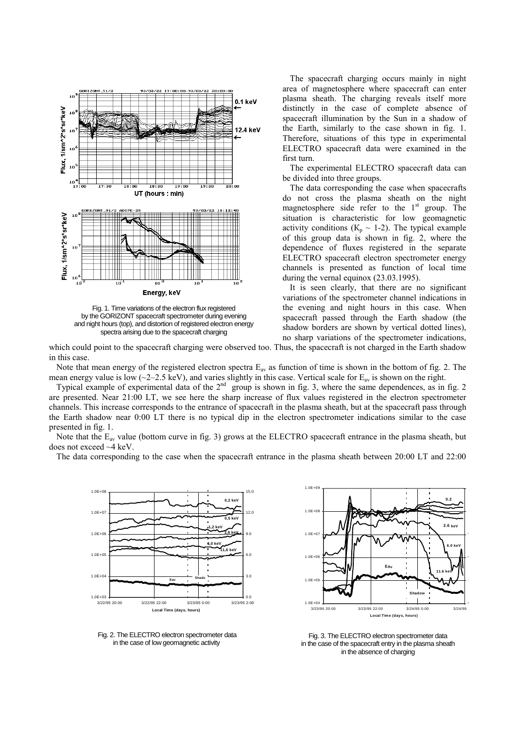Fig. 1. Time variations of the electron flux registered by the GORIZONT spacecraft spectrometer during evening and night hours (top), and distortion of registered electron energy spectra arising due to the spacecraft charging

The spacecraft charging occurs mainly in night area of magnetosphere where spacecraft can enter plasma sheath. The charging reveals itself more distinctly in the case of complete absence of spacecraft illumination by the Sun in a shadow of the Earth, similarly to the case shown in fig. 1. Therefore, situations of this type in experimental ELECTRO spacecraft data were examined in the first turn.

The experimental ELECTRO spacecraft data can be divided into three groups.

The data corresponding the case when spacecrafts do not cross the plasma sheath on the night magnetosphere side refer to the 1st group. The situation is characteristic for low geomagnetic activity conditions ($K_p \sim 1\text{-}2$). The typical example of this group data is shown in fig. 2, where the dependence of fluxes registered in the separate ELECTRO spacecraft electron spectrometer energy channels is presented as function of local time during the vernal equinox (23.03.1995).

It is seen clearly, that there are no significant variations of the spectrometer channel indications in the evening and night hours in this case. When spacecraft passed through the Earth shadow (the shadow borders are shown by vertical dotted lines), no sharp variations of the spectrometer indications, which could point to the spacecraft charging were observed too. Thus, the spacecraft is not charged in the Earth shadow in this case.

Note that mean energy of the registered electron spectra $E_{av}$ as function of time is shown in the bottom of fig. 2. The mean energy value is low (~2–2.5 keV), and varies slightly in this case. Vertical scale for $E_{av}$ is shown on the right.

Typical example of experimental data of the 2nd group is shown in fig. 3, where the same dependences, as in fig. 2 are presented. Near 21:00 LT, we see here the sharp increase of flux values registered in the electron spectrometer channels. This increase corresponds to the entrance of spacecraft in the plasma sheath, but at the spacecraft pass through the Earth shadow near 0:00 LT there is no typical dip in the electron spectrometer indications similar to the case presented in fig. 1.

Note that the $E_{av}$ value (bottom curve in fig. 3) grows at the ELECTRO spacecraft entrance in the plasma sheath, but does not exceed ~4 keV.

The data corresponding to the case when the spacecraft entrance in the plasma sheath between 20:00 LT and 22:00

Fig. 2. The ELECTRO electron spectrometer data in the case of low geomagnetic activity

Fig. 3. The ELECTRO electron spectrometer data in the case of the spacecraft entry in the plasma sheath in the absence of charging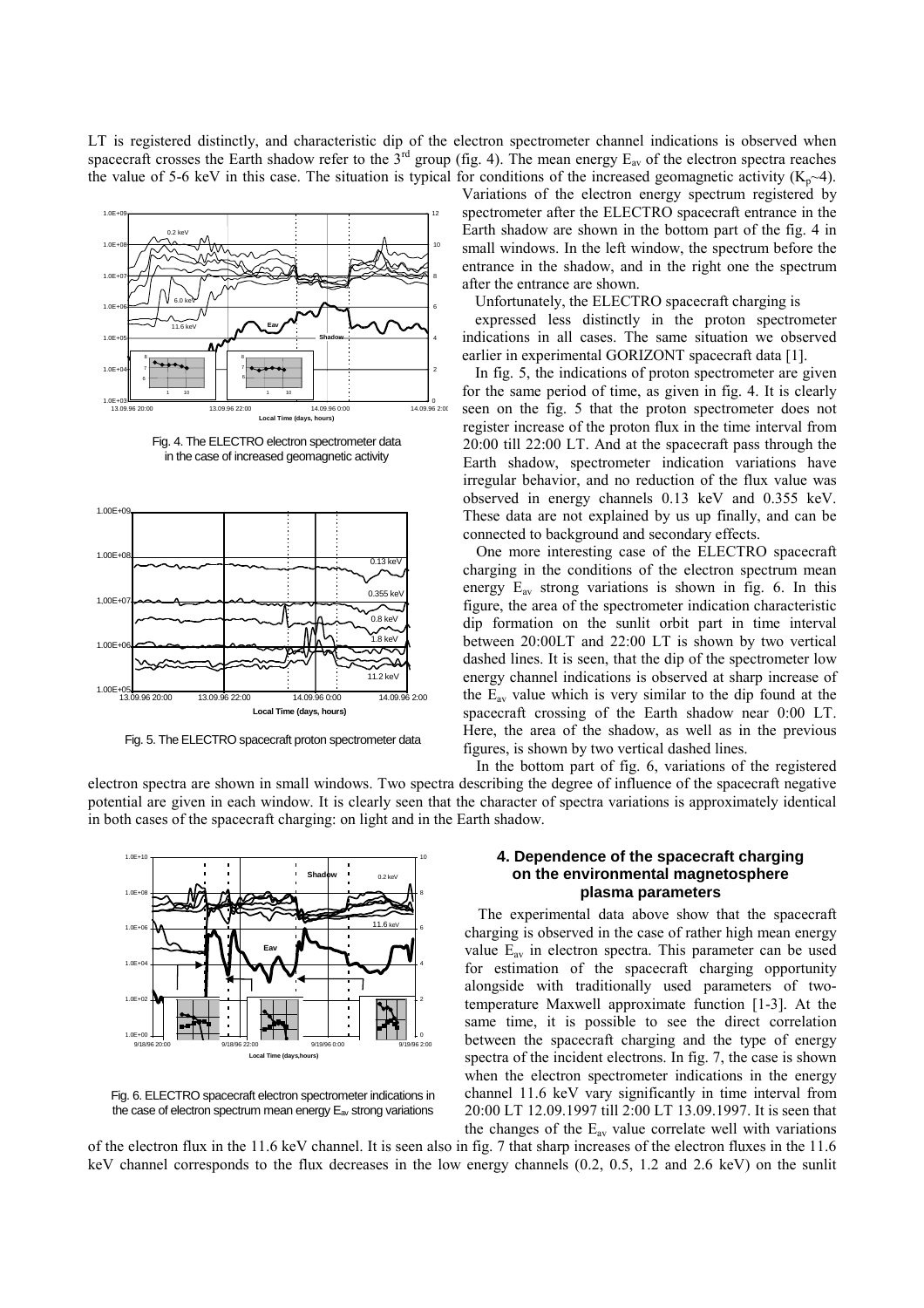LT is registered distinctly, and characteristic dip of the electron spectrometer channel indications is observed when spacecraft crosses the Earth shadow refer to the 3rd group (fig. 4). The mean energy $E_{av}$ of the electron spectra reaches the value of 5-6 keV in this case. The situation is typical for conditions of the increased geomagnetic activity ($K_p$~4).

Fig. 4. The ELECTRO electron spectrometer data in the case of increased geomagnetic activity

Fig. 5. The ELECTRO spacecraft proton spectrometer data

Variations of the electron energy spectrum registered by spectrometer after the ELECTRO spacecraft entrance in the Earth shadow are shown in the bottom part of the fig. 4 in small windows. In the left window, the spectrum before the entrance in the shadow, and in the right one the spectrum after the entrance are shown.

Unfortunately, the ELECTRO spacecraft charging is expressed less distinctly in the proton spectrometer indications in all cases. The same situation we observed earlier in experimental GORIZONT spacecraft data [1].

In fig. 5, the indications of proton spectrometer are given for the same period of time, as given in fig. 4. It is clearly seen on the fig. 5 that the proton spectrometer does not register increase of the proton flux in the time interval from 20:00 till 22:00 LT. And at the spacecraft pass through the Earth shadow, spectrometer indication variations have irregular behavior, and no reduction of the flux value was observed in energy channels 0.13 keV and 0.355 keV. These data are not explained by us up finally, and can be connected to background and secondary effects.

One more interesting case of the ELECTRO spacecraft charging in the conditions of the electron spectrum mean energy $E_{av}$ strong variations is shown in fig. 6. In this figure, the area of the spectrometer indication characteristic dip formation on the sunlit orbit part in time interval between 20:00LT and 22:00 LT is shown by two vertical dashed lines. It is seen, that the dip of the spectrometer low energy channel indications is observed at sharp increase of the $E_{av}$ value which is very similar to the dip found at the spacecraft crossing of the Earth shadow near 0:00 LT. Here, the area of the shadow, as well as in the previous figures, is shown by two vertical dashed lines.

In the bottom part of fig. 6, variations of the registered electron spectra are shown in small windows. Two spectra describing the degree of influence of the spacecraft negative potential are given in each window. It is clearly seen that the character of spectra variations is approximately identical in both cases of the spacecraft charging: on light and in the Earth shadow.

Fig. 6. ELECTRO spacecraft electron spectrometer indications in the case of electron spectrum mean energy $E_{av}$ strong variations

## 4. Dependence of the spacecraft charging on the environmental magnetosphere plasma parameters

The experimental data above show that the spacecraft charging is observed in the case of rather high mean energy value $E_{av}$ in electron spectra. This parameter can be used for estimation of the spacecraft charging opportunity alongside with traditionally used parameters of two-temperature Maxwell approximate function [1-3]. At the same time, it is possible to see the direct correlation between the spacecraft charging and the type of energy spectra of the incident electrons. In fig. 7, the case is shown when the electron spectrometer indications in the energy channel 11.6 keV vary significantly in time interval from 20:00 LT 12.09.1997 till 2:00 LT 13.09.1997. It is seen that the changes of the $E_{av}$ value correlate well with variations of the electron flux in the 11.6 keV channel. It is seen also in fig. 7 that sharp increases of the electron fluxes in the 11.6 keV channel corresponds to the flux decreases in the low energy channels (0.2, 0.5, 1.2 and 2.6 keV) on the sunlit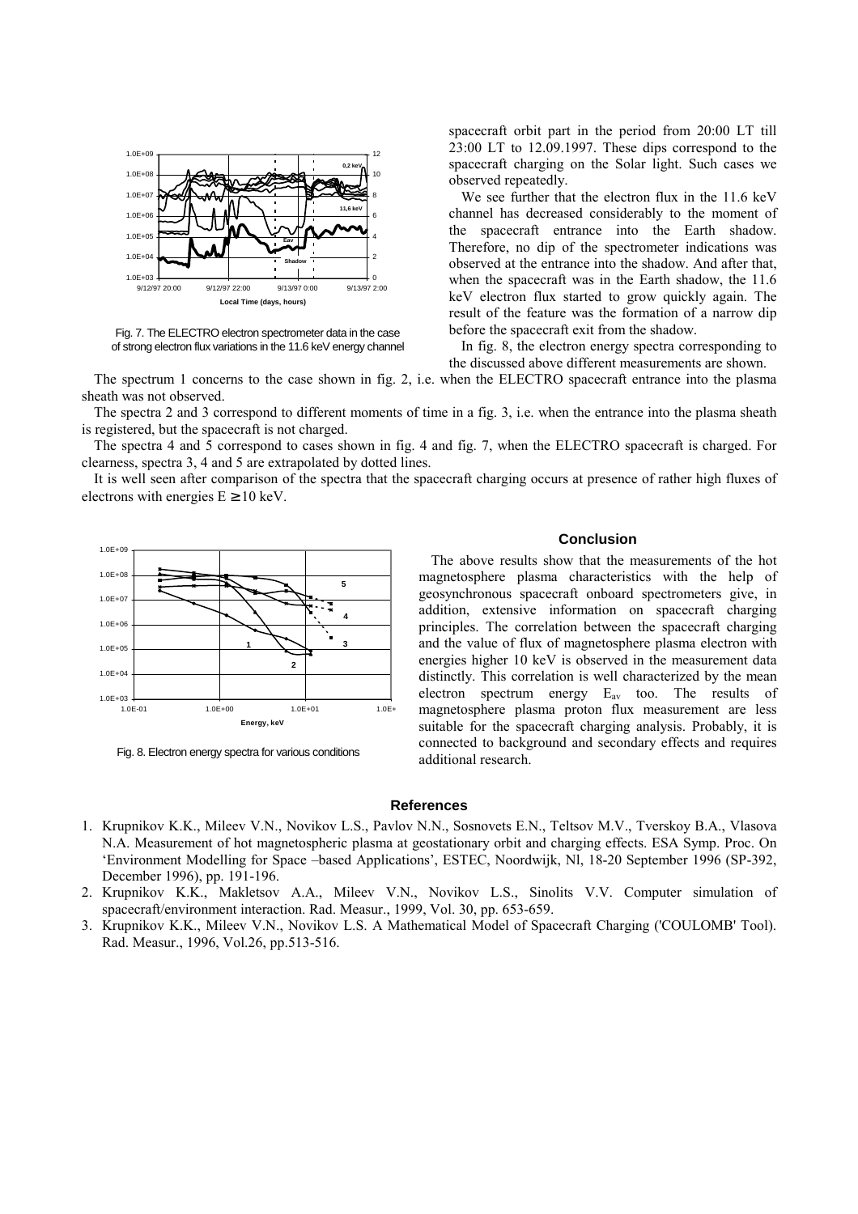1.0E+09
1.0E+08
1.0E+07
1.0E+06
1.0E+05
1.0E+04
1.0E+03
12
10
8
6
4
2
0
0,2 keV
11,6 keV
Eav
Shadow
9/12/97 20:00
9/12/97 22:00
9/13/97 0:00
9/13/97 2:00
Local Time (days, hours)

Fig. 7. The ELECTRO electron spectrometer data in the case of strong electron flux variations in the 11.6 keV energy channel

spacecraft orbit part in the period from 20:00 LT till 23:00 LT to 12.09.1997. These dips correspond to the spacecraft charging on the Solar light. Such cases we observed repeatedly.

We see further that the electron flux in the 11.6 keV channel has decreased considerably to the moment of the spacecraft entrance into the Earth shadow. Therefore, no dip of the spectrometer indications was observed at the entrance into the shadow. And after that, when the spacecraft was in the Earth shadow, the 11.6 keV electron flux started to grow quickly again. The result of the feature was the formation of a narrow dip before the spacecraft exit from the shadow.

In fig. 8, the electron energy spectra corresponding to the discussed above different measurements are shown.

The spectrum 1 concerns to the case shown in fig. 2, i.e. when the ELECTRO spacecraft entrance into the plasma sheath was not observed.

The spectra 2 and 3 correspond to different moments of time in a fig. 3, i.e. when the entrance into the plasma sheath is registered, but the spacecraft is not charged.

The spectra 4 and 5 correspond to cases shown in fig. 4 and fig. 7, when the ELECTRO spacecraft is charged. For clearness, spectra 3, 4 and 5 are extrapolated by dotted lines.

It is well seen after comparison of the spectra that the spacecraft charging occurs at presence of rather high fluxes of electrons with energies $E \geq 10$ keV.

1.0E+09
1.0E+08
1.0E+07
1.0E+06
1.0E+05
1.0E+04
1.0E+03
1.0E-01
1.0E+00
1.0E+01
1.0E+
Energy, keV
1
2
3
4
5

Fig. 8. Electron energy spectra for various conditions

## Conclusion

The above results show that the measurements of the hot magnetosphere plasma characteristics with the help of geosynchronous spacecraft onboard spectrometers give, in addition, extensive information on spacecraft charging principles. The correlation between the spacecraft charging and the value of flux of magnetosphere plasma electron with energies higher 10 keV is observed in the measurement data distinctly. This correlation is well characterized by the mean electron spectrum energy $E_{av}$ too. The results of magnetosphere plasma proton flux measurement are less suitable for the spacecraft charging analysis. Probably, it is connected to background and secondary effects and requires additional research.

## References

1. Krupnikov K.K., Mileev V.N., Novikov L.S., Pavlov N.N., Sosnovets E.N., Teltsov M.V., Tverskoy B.A., Vlasova N.A. Measurement of hot magnetospheric plasma at geostationary orbit and charging effects. ESA Symp. Proc. On 'Environment Modelling for Space –based Applications', ESTEC, Noordwijk, Nl, 18-20 September 1996 (SP-392, December 1996), pp. 191-196.
2. Krupnikov K.K., Makletsov A.A., Mileev V.N., Novikov L.S., Sinolits V.V. Computer simulation of spacecraft/environment interaction. Rad. Measur., 1999, Vol. 30, pp. 653-659.
3. Krupnikov K.K., Mileev V.N., Novikov L.S. A Mathematical Model of Spacecraft Charging ('COULOMB' Tool). Rad. Measur., 1996, Vol.26, pp.513-516.